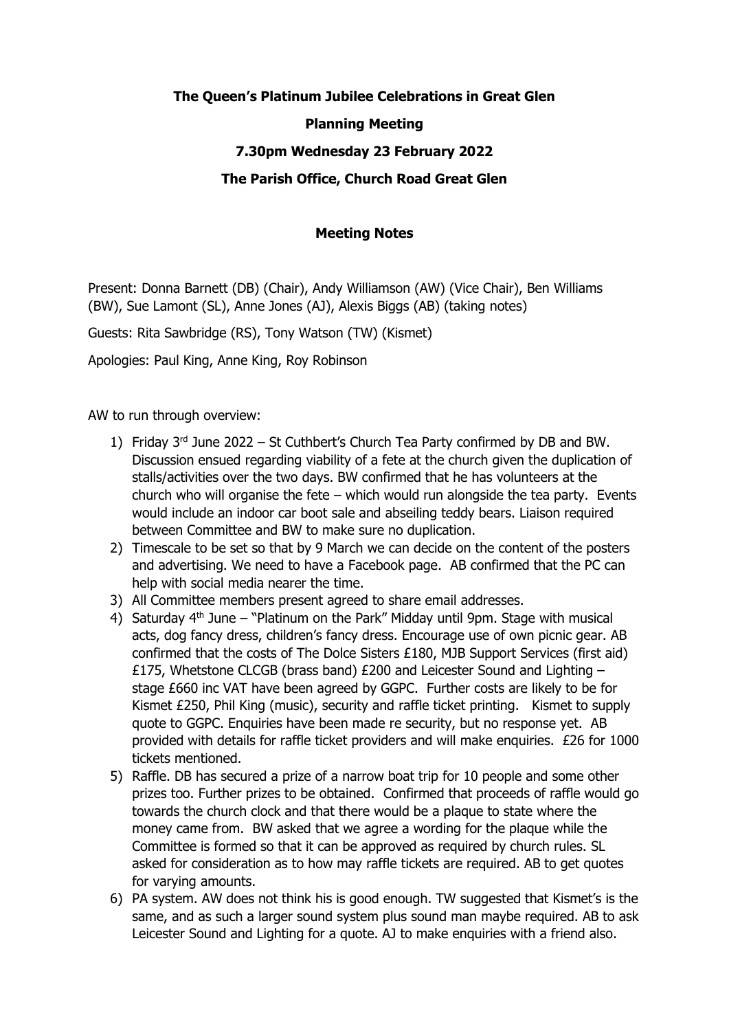**The Queen's Platinum Jubilee Celebrations in Great Glen**

**Planning Meeting**

**7.30pm Wednesday 23 February 2022**

**The Parish Office, Church Road Great Glen**

**Meeting Notes**

Present: Donna Barnett (DB) (Chair), Andy Williamson (AW) (Vice Chair), Ben Williams (BW), Sue Lamont (SL), Anne Jones (AJ), Alexis Biggs (AB) (taking notes)

Guests: Rita Sawbridge (RS), Tony Watson (TW) (Kismet)

Apologies: Paul King, Anne King, Roy Robinson

AW to run through overview:

1) Friday 3rd June 2022 – St Cuthbert's Church Tea Party confirmed by DB and BW. Discussion ensued regarding viability of a fete at the church given the duplication of stalls/activities over the two days. BW confirmed that he has volunteers at the church who will organise the fete – which would run alongside the tea party. Events would include an indoor car boot sale and abseiling teddy bears. Liaison required between Committee and BW to make sure no duplication.
2) Timescale to be set so that by 9 March we can decide on the content of the posters and advertising. We need to have a Facebook page. AB confirmed that the PC can help with social media nearer the time.
3) All Committee members present agreed to share email addresses.
4) Saturday 4th June – "Platinum on the Park" Midday until 9pm. Stage with musical acts, dog fancy dress, children's fancy dress. Encourage use of own picnic gear. AB confirmed that the costs of The Dolce Sisters £180, MJB Support Services (first aid) £175, Whetstone CLCGB (brass band) £200 and Leicester Sound and Lighting – stage £660 inc VAT have been agreed by GGPC. Further costs are likely to be for Kismet £250, Phil King (music), security and raffle ticket printing. Kismet to supply quote to GGPC. Enquiries have been made re security, but no response yet. AB provided with details for raffle ticket providers and will make enquiries. £26 for 1000 tickets mentioned.
5) Raffle. DB has secured a prize of a narrow boat trip for 10 people and some other prizes too. Further prizes to be obtained. Confirmed that proceeds of raffle would go towards the church clock and that there would be a plaque to state where the money came from. BW asked that we agree a wording for the plaque while the Committee is formed so that it can be approved as required by church rules. SL asked for consideration as to how may raffle tickets are required. AB to get quotes for varying amounts.
6) PA system. AW does not think his is good enough. TW suggested that Kismet's is the same, and as such a larger sound system plus sound man maybe required. AB to ask Leicester Sound and Lighting for a quote. AJ to make enquiries with a friend also.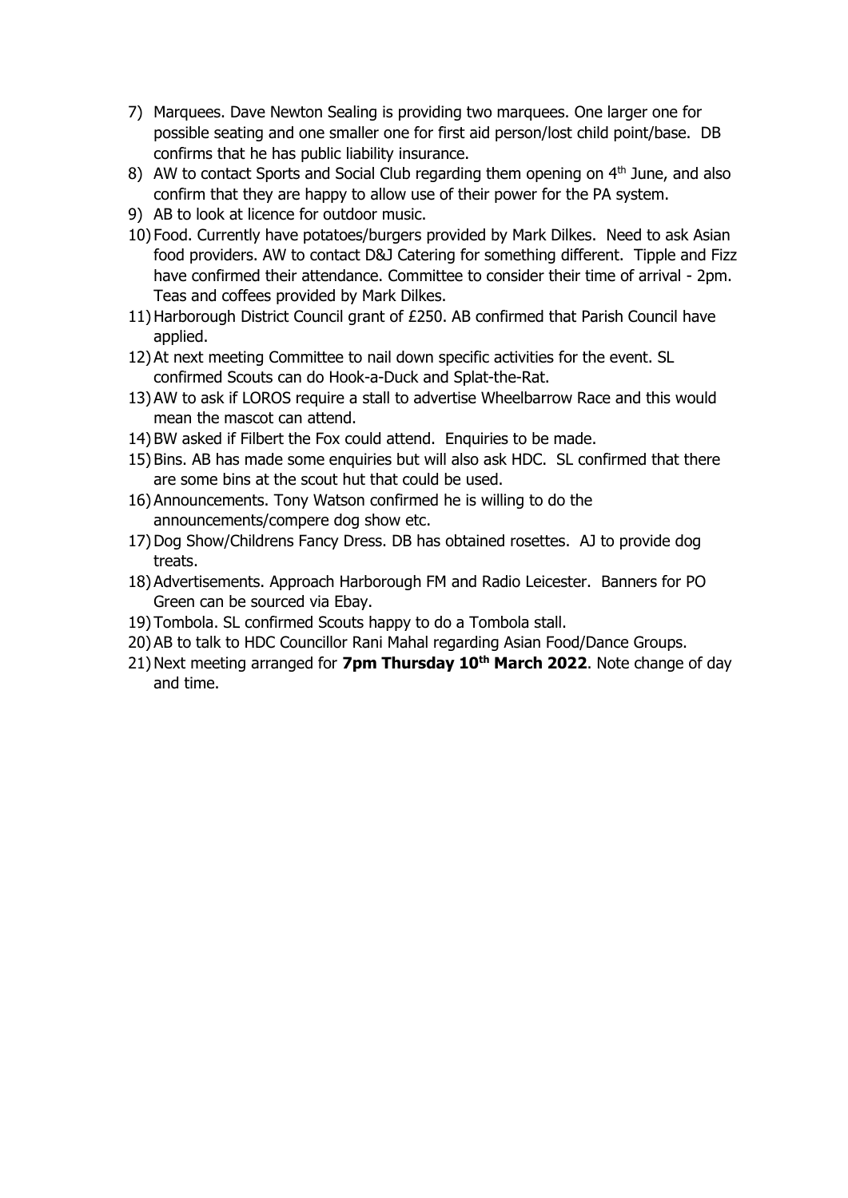7) Marquees. Dave Newton Sealing is providing two marquees. One larger one for possible seating and one smaller one for first aid person/lost child point/base. DB confirms that he has public liability insurance.
8) AW to contact Sports and Social Club regarding them opening on 4th June, and also confirm that they are happy to allow use of their power for the PA system.
9) AB to look at licence for outdoor music.
10) Food. Currently have potatoes/burgers provided by Mark Dilkes. Need to ask Asian food providers. AW to contact D&J Catering for something different. Tipple and Fizz have confirmed their attendance. Committee to consider their time of arrival - 2pm. Teas and coffees provided by Mark Dilkes.
11) Harborough District Council grant of £250. AB confirmed that Parish Council have applied.
12) At next meeting Committee to nail down specific activities for the event. SL confirmed Scouts can do Hook-a-Duck and Splat-the-Rat.
13) AW to ask if LOROS require a stall to advertise Wheelbarrow Race and this would mean the mascot can attend.
14) BW asked if Filbert the Fox could attend. Enquiries to be made.
15) Bins. AB has made some enquiries but will also ask HDC. SL confirmed that there are some bins at the scout hut that could be used.
16) Announcements. Tony Watson confirmed he is willing to do the announcements/compere dog show etc.
17) Dog Show/Childrens Fancy Dress. DB has obtained rosettes. AJ to provide dog treats.
18) Advertisements. Approach Harborough FM and Radio Leicester. Banners for PO Green can be sourced via Ebay.
19) Tombola. SL confirmed Scouts happy to do a Tombola stall.
20) AB to talk to HDC Councillor Rani Mahal regarding Asian Food/Dance Groups.
21) Next meeting arranged for **7pm Thursday 10th March 2022**. Note change of day and time.